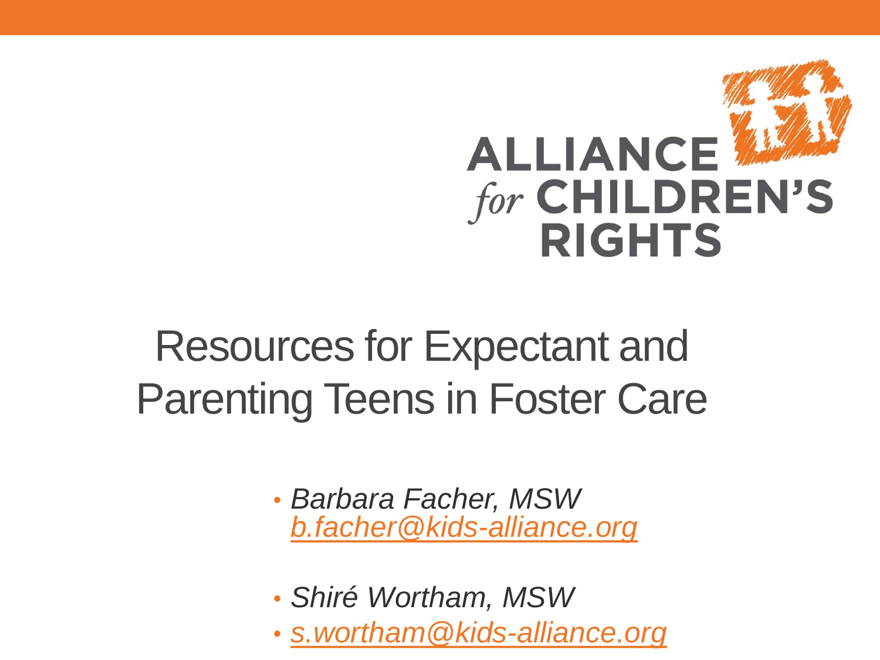ALLIANCE *for* CHILDREN'S RIGHTS

# Resources for Expectant and Parenting Teens in Foster Care

- *Barbara Facher, MSW*
  *b.facher@kids-alliance.org*

- *Shiré Wortham, MSW*
- *s.wortham@kids-alliance.org*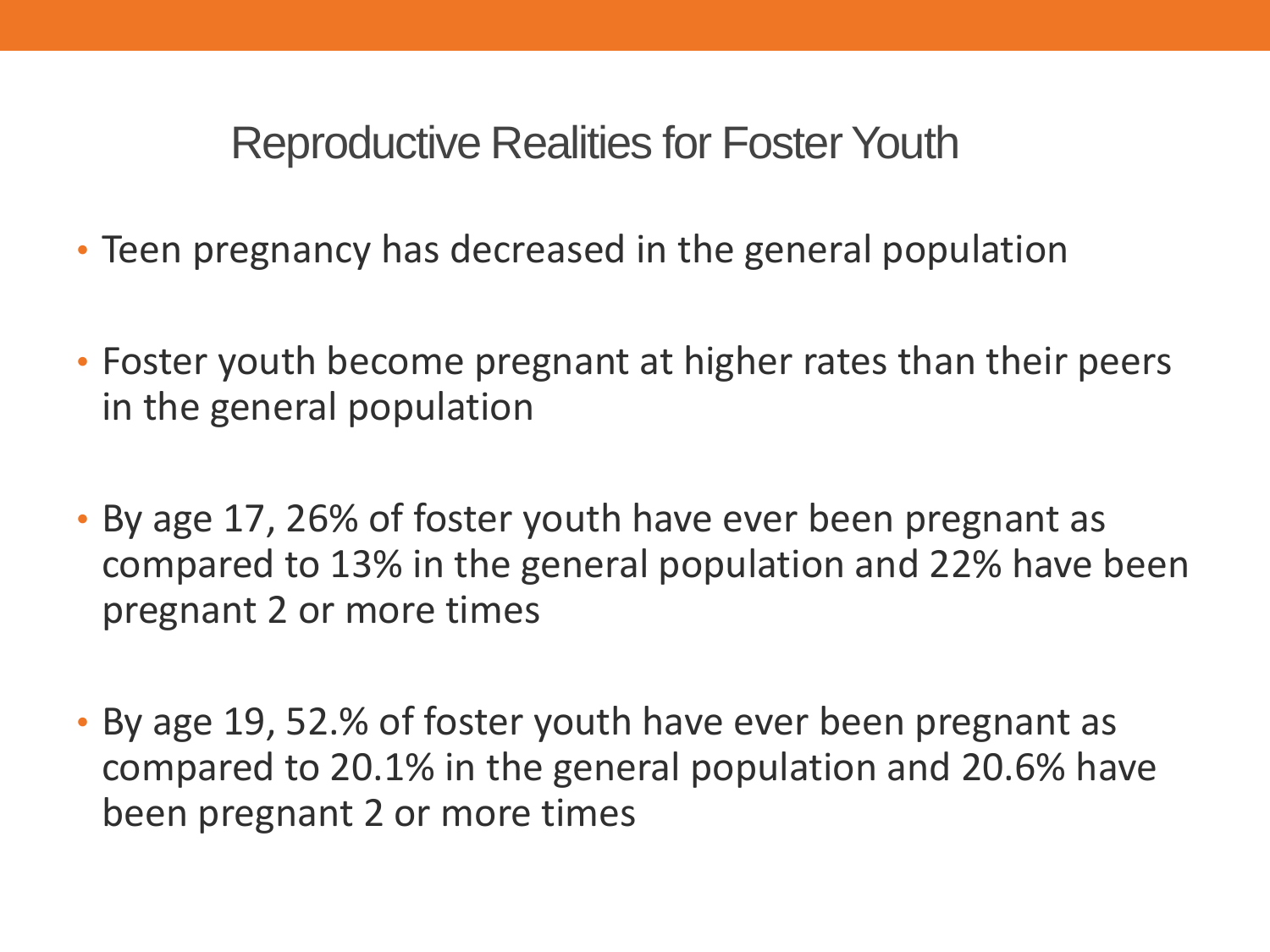# Reproductive Realities for Foster Youth

- Teen pregnancy has decreased in the general population
- Foster youth become pregnant at higher rates than their peers in the general population
- By age 17, 26% of foster youth have ever been pregnant as compared to 13% in the general population and 22% have been pregnant 2 or more times
- By age 19, 52.% of foster youth have ever been pregnant as compared to 20.1% in the general population and 20.6% have been pregnant 2 or more times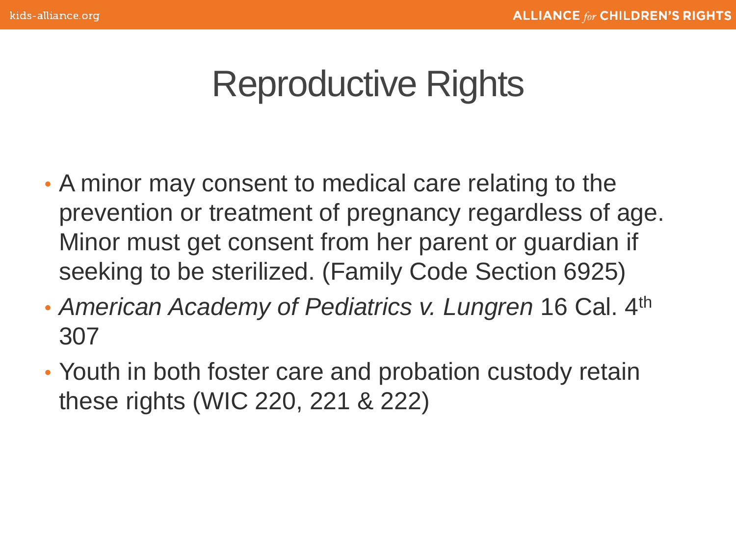# Reproductive Rights

- A minor may consent to medical care relating to the prevention or treatment of pregnancy regardless of age. Minor must get consent from her parent or guardian if seeking to be sterilized. (Family Code Section 6925)
- *American Academy of Pediatrics v. Lungren* 16 Cal. 4th 307
- Youth in both foster care and probation custody retain these rights (WIC 220, 221 & 222)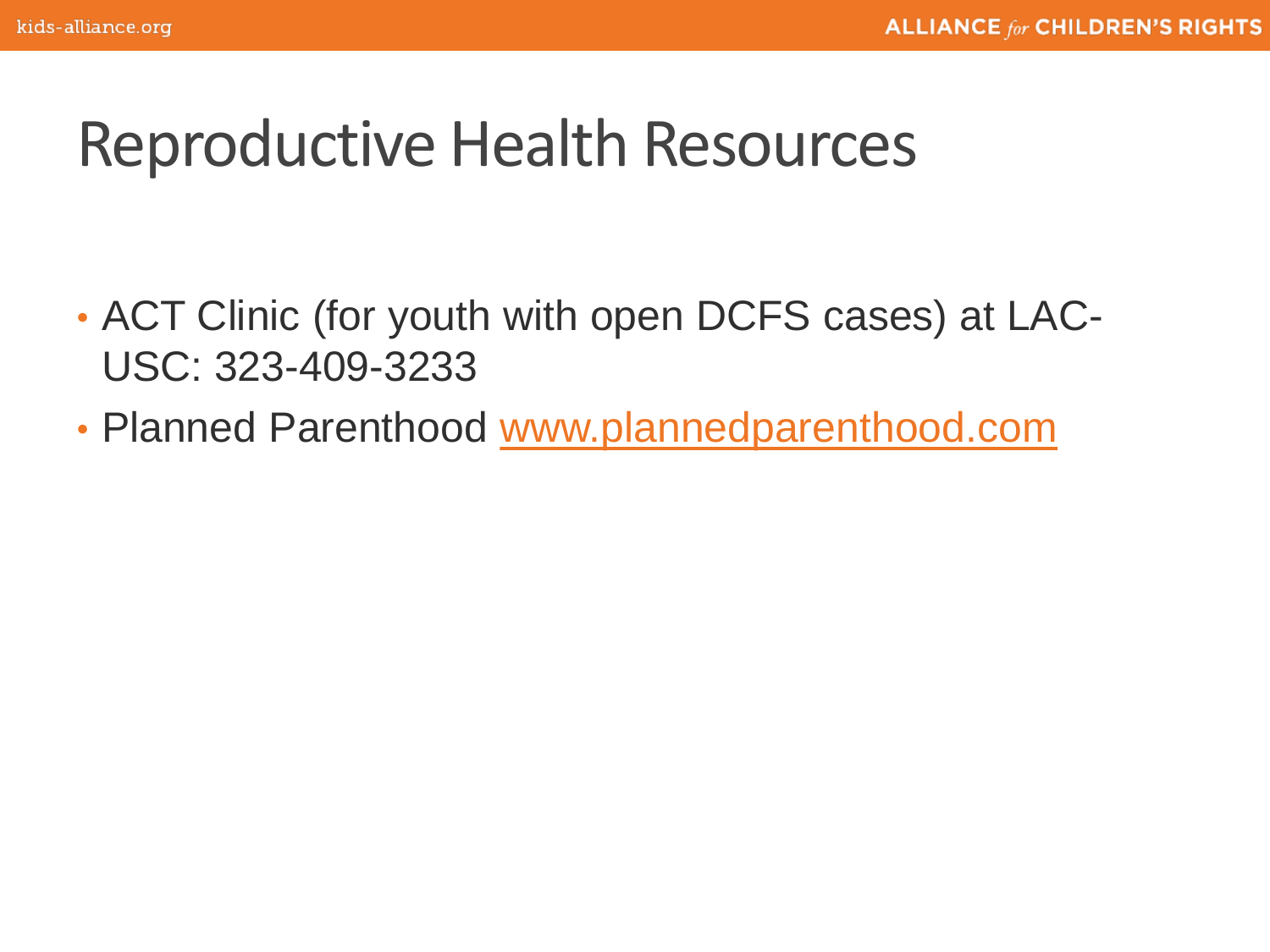# Reproductive Health Resources

- ACT Clinic (for youth with open DCFS cases) at LAC-USC: 323-409-3233
- Planned Parenthood www.plannedparenthood.com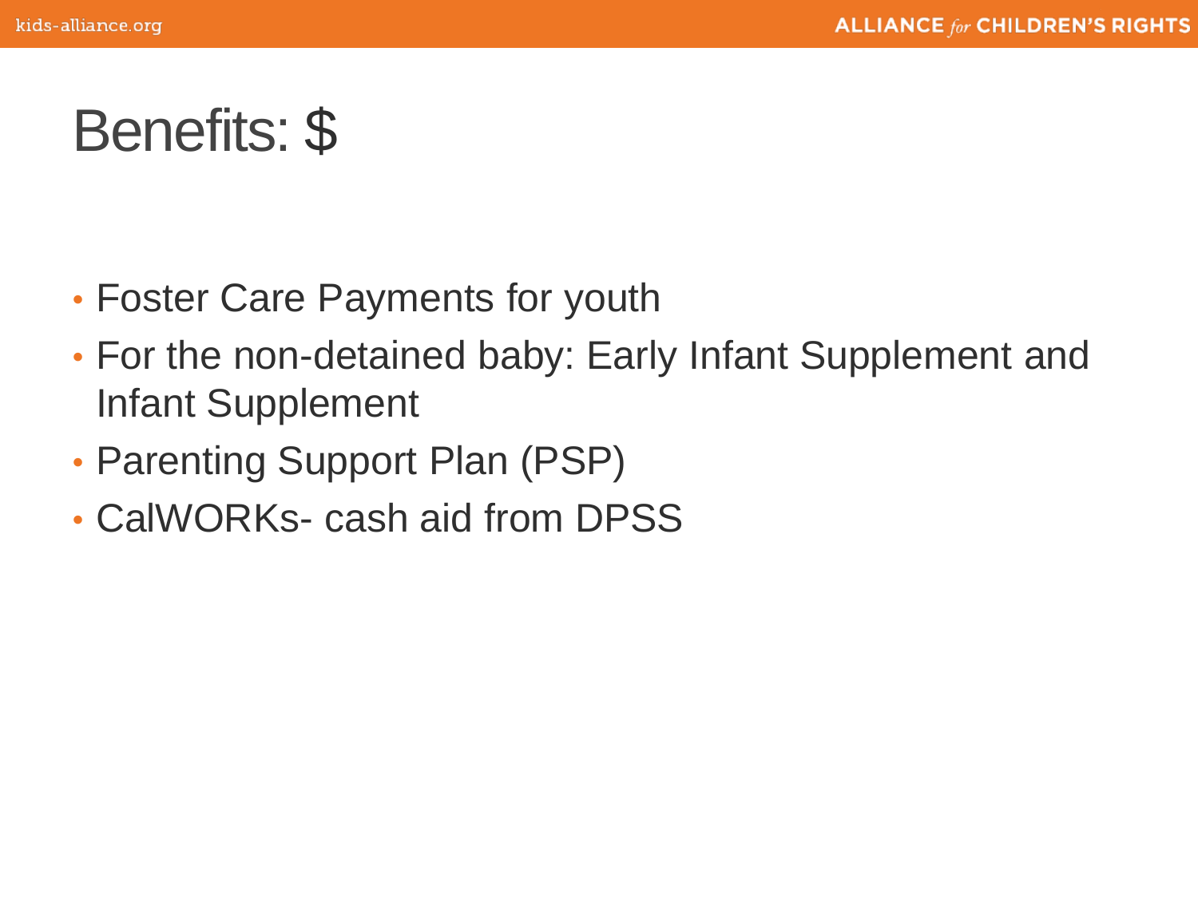# Benefits: $

- Foster Care Payments for youth
- For the non-detained baby: Early Infant Supplement and Infant Supplement
- Parenting Support Plan (PSP)
- CalWORKs- cash aid from DPSS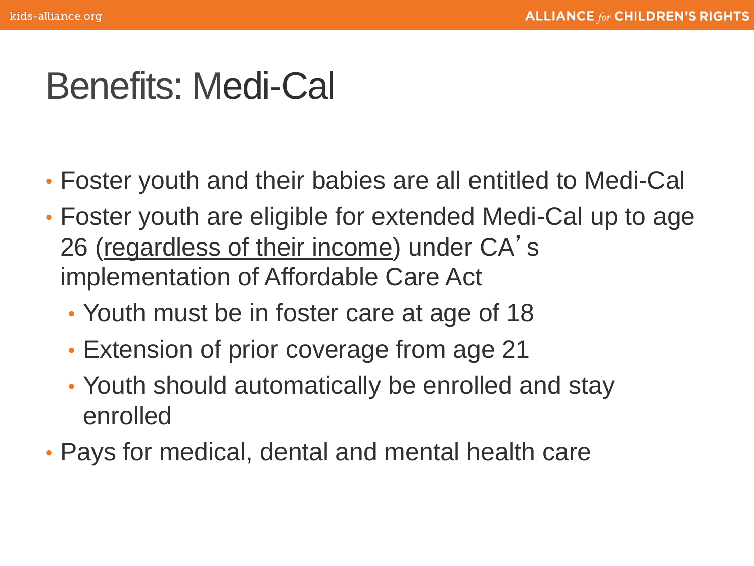# Benefits: Medi-Cal

- Foster youth and their babies are all entitled to Medi-Cal
- Foster youth are eligible for extended Medi-Cal up to age 26 (<u>regardless of their income</u>) under CA's implementation of Affordable Care Act
  - Youth must be in foster care at age of 18
  - Extension of prior coverage from age 21
  - Youth should automatically be enrolled and stay enrolled
- Pays for medical, dental and mental health care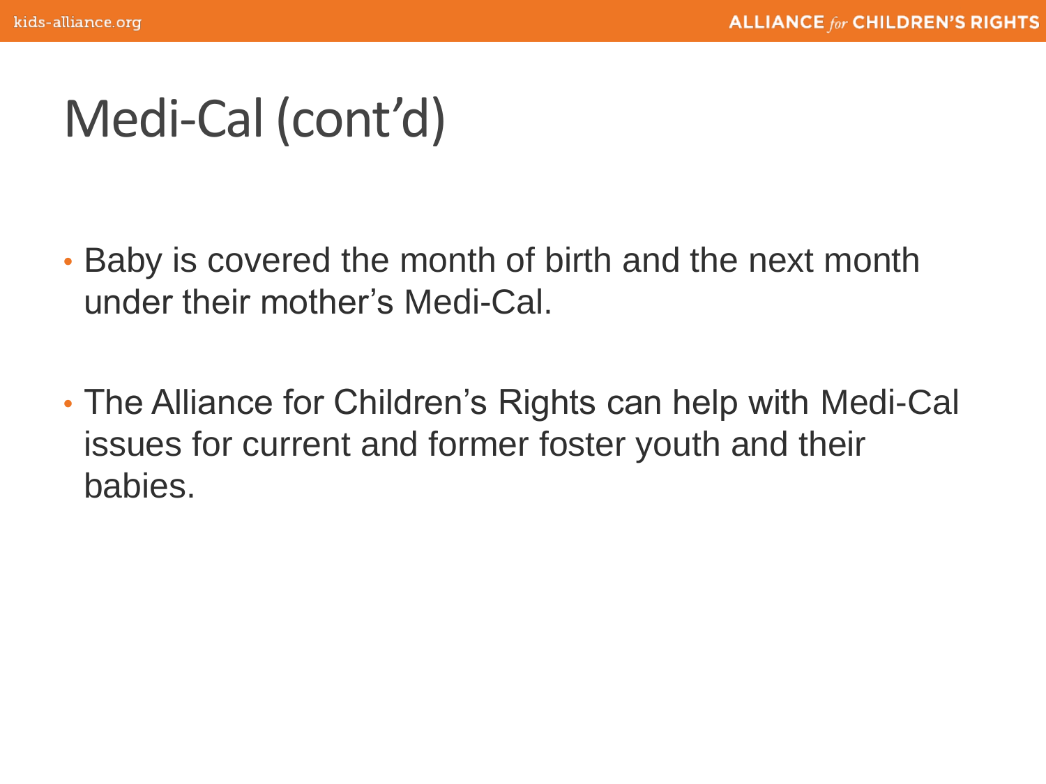# Medi-Cal (cont’d)

- Baby is covered the month of birth and the next month under their mother’s Medi-Cal.
- The Alliance for Children’s Rights can help with Medi-Cal issues for current and former foster youth and their babies.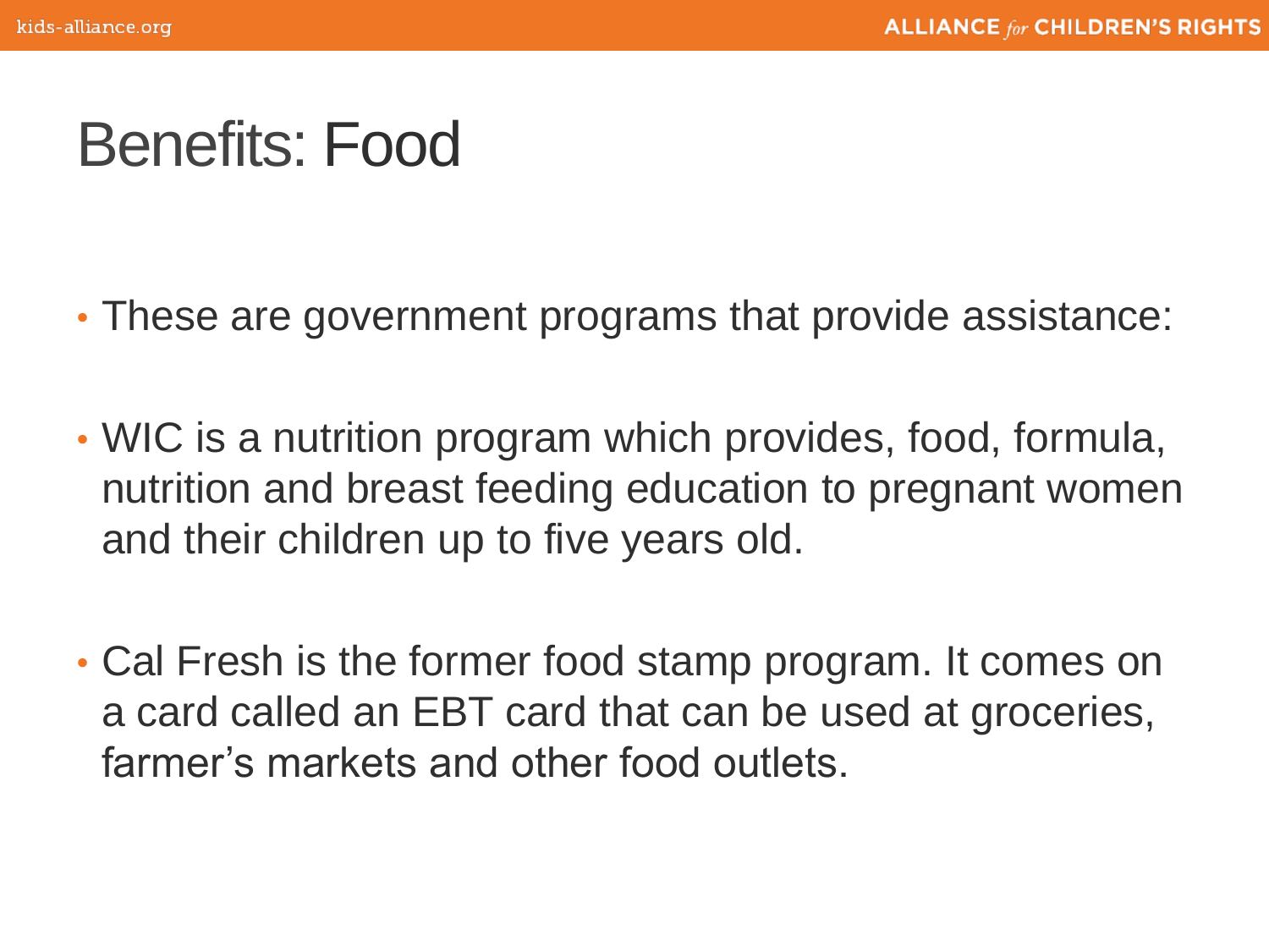# Benefits: Food

- These are government programs that provide assistance:
- WIC is a nutrition program which provides, food, formula, nutrition and breast feeding education to pregnant women and their children up to five years old.
- Cal Fresh is the former food stamp program. It comes on a card called an EBT card that can be used at groceries, farmer's markets and other food outlets.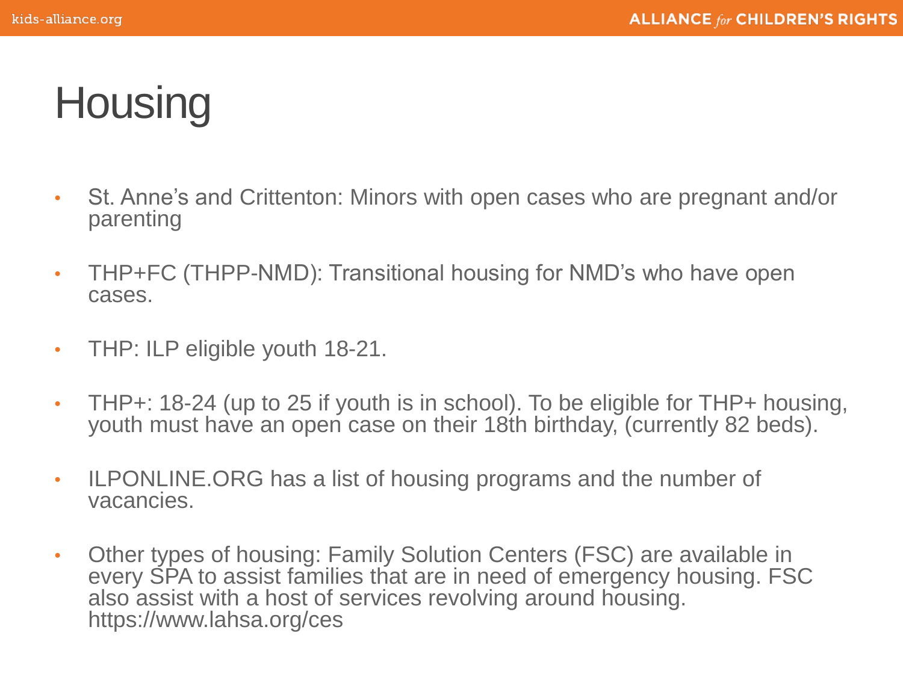# Housing

- St. Anne's and Crittenton: Minors with open cases who are pregnant and/or parenting
- THP+FC (THPP-NMD): Transitional housing for NMD's who have open cases.
- THP: ILP eligible youth 18-21.
- THP+: 18-24 (up to 25 if youth is in school). To be eligible for THP+ housing, youth must have an open case on their 18th birthday, (currently 82 beds).
- ILPONLINE.ORG has a list of housing programs and the number of vacancies.
- Other types of housing: Family Solution Centers (FSC) are available in every SPA to assist families that are in need of emergency housing. FSC also assist with a host of services revolving around housing. https://www.lahsa.org/ces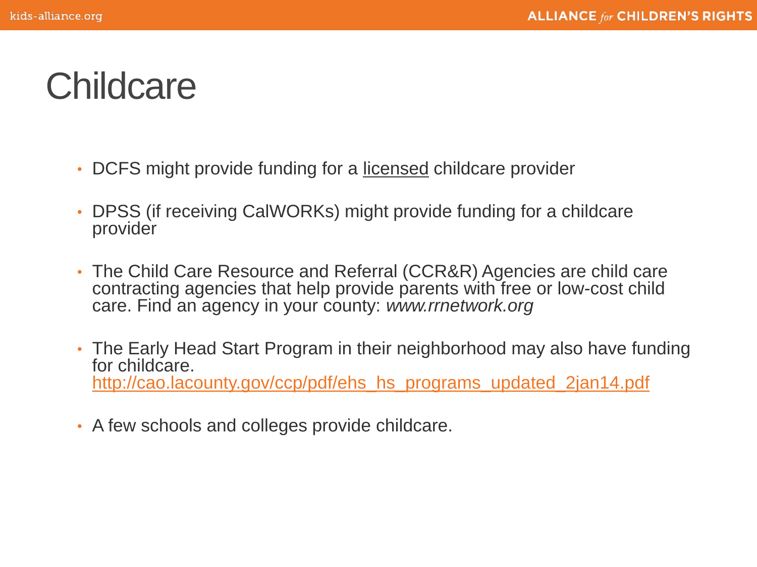# Childcare

- DCFS might provide funding for a licensed childcare provider
- DPSS (if receiving CalWORKs) might provide funding for a childcare provider
- The Child Care Resource and Referral (CCR&R) Agencies are child care contracting agencies that help provide parents with free or low-cost child care. Find an agency in your county: *www.rrnetwork.org*
- The Early Head Start Program in their neighborhood may also have funding for childcare. http://cao.lacounty.gov/ccp/pdf/ehs_hs_programs_updated_2jan14.pdf
- A few schools and colleges provide childcare.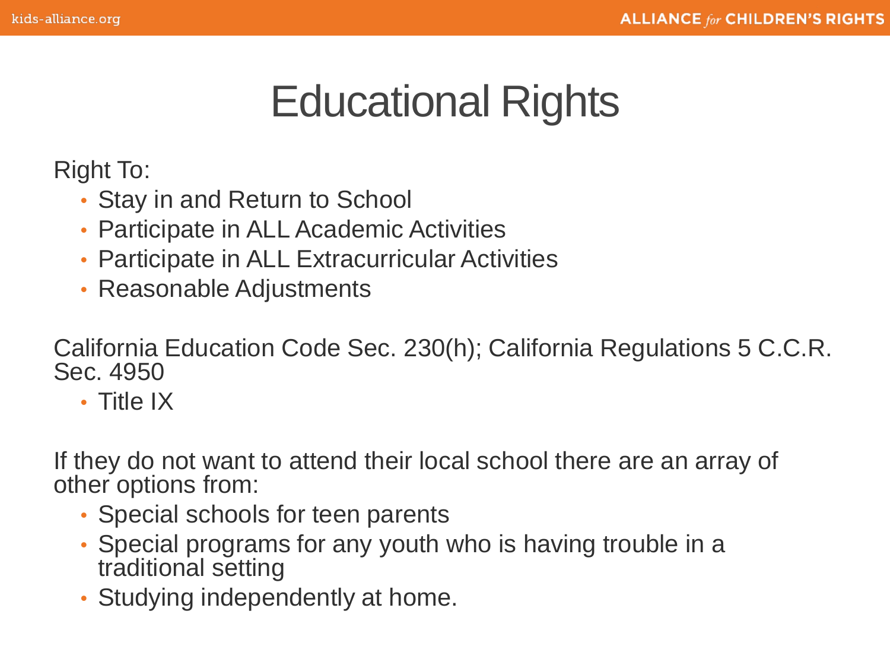# Educational Rights

Right To:

- Stay in and Return to School
- Participate in ALL Academic Activities
- Participate in ALL Extracurricular Activities
- Reasonable Adjustments

California Education Code Sec. 230(h); California Regulations 5 C.C.R. Sec. 4950

- Title IX

If they do not want to attend their local school there are an array of other options from:

- Special schools for teen parents
- Special programs for any youth who is having trouble in a traditional setting
- Studying independently at home.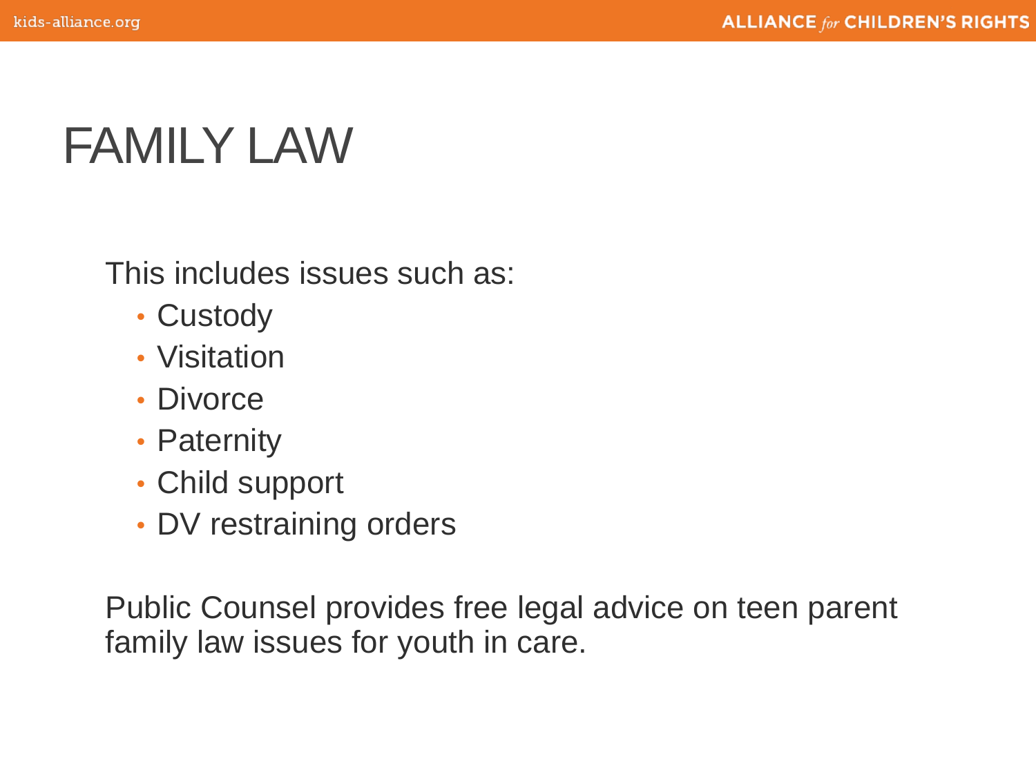# FAMILY LAW

This includes issues such as:

- Custody
- Visitation
- Divorce
- Paternity
- Child support
- DV restraining orders

Public Counsel provides free legal advice on teen parent family law issues for youth in care.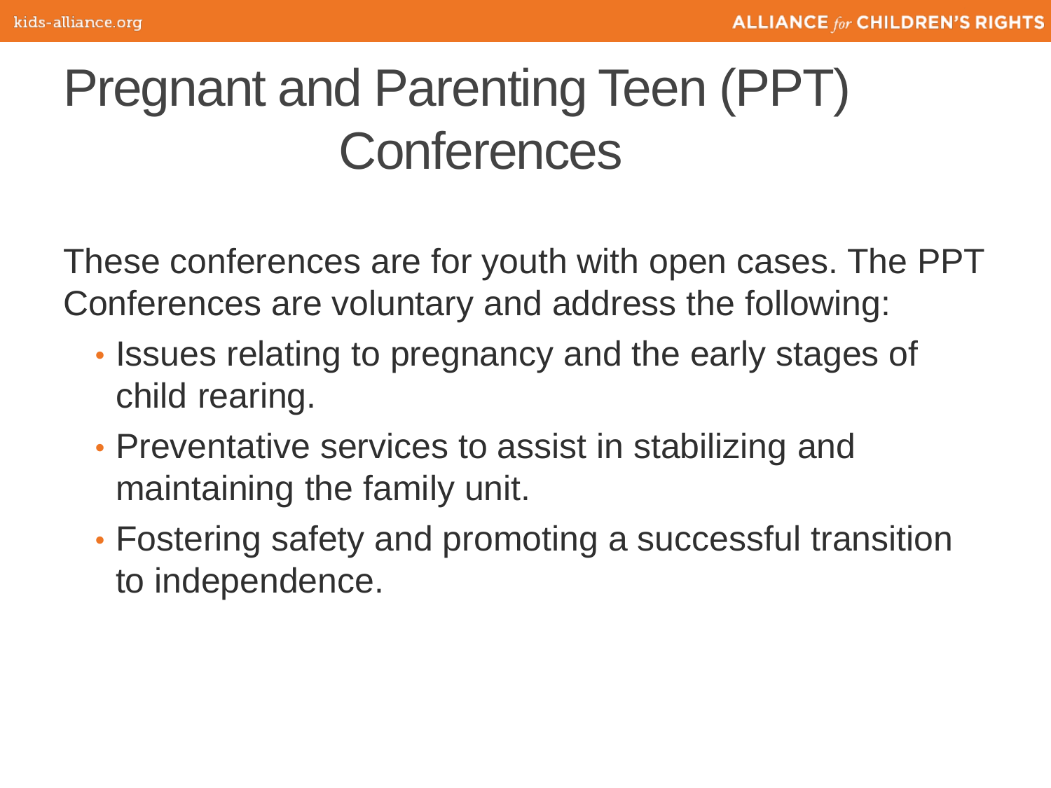# Pregnant and Parenting Teen (PPT) Conferences

These conferences are for youth with open cases. The PPT Conferences are voluntary and address the following:

- Issues relating to pregnancy and the early stages of child rearing.
- Preventative services to assist in stabilizing and maintaining the family unit.
- Fostering safety and promoting a successful transition to independence.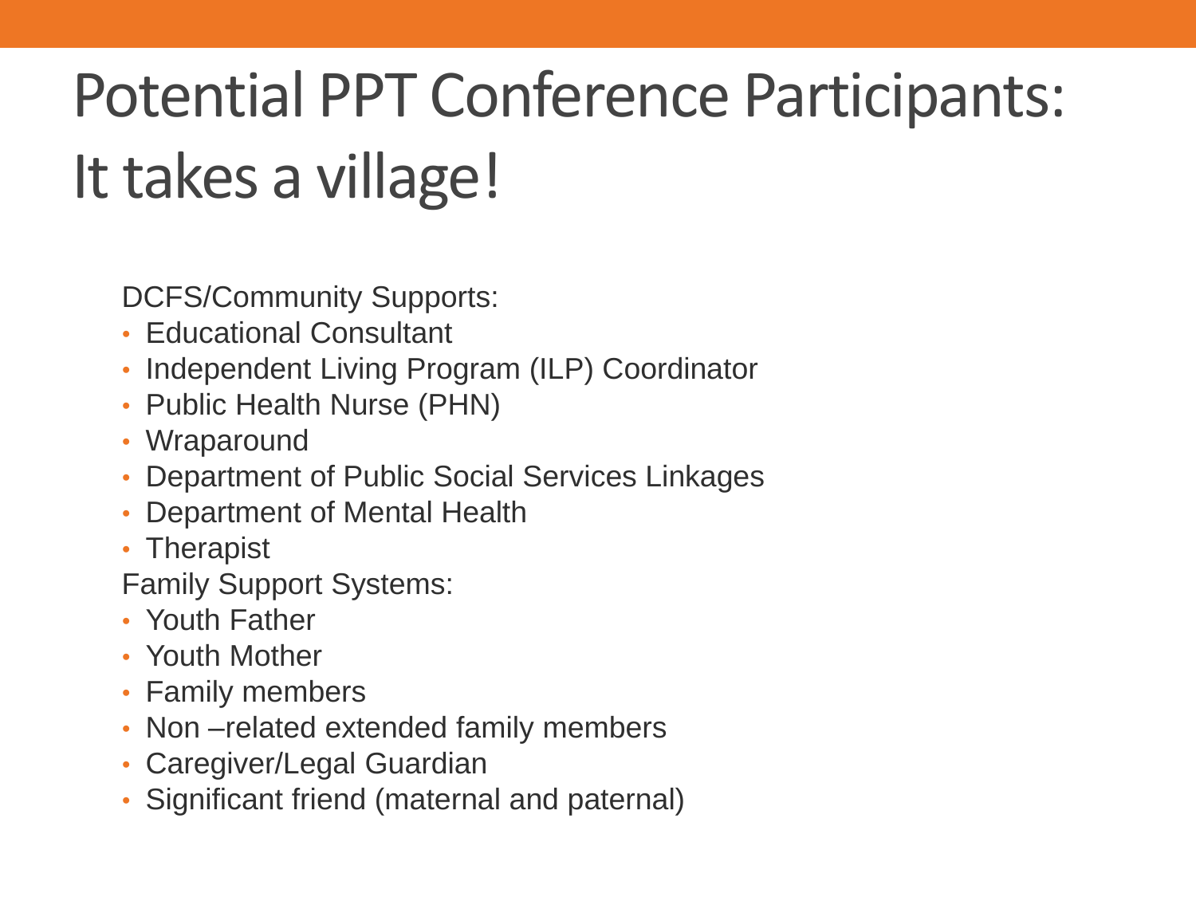# Potential PPT Conference Participants: It takes a village!

DCFS/Community Supports:

- Educational Consultant
- Independent Living Program (ILP) Coordinator
- Public Health Nurse (PHN)
- Wraparound
- Department of Public Social Services Linkages
- Department of Mental Health
- Therapist

Family Support Systems:

- Youth Father
- Youth Mother
- Family members
- Non –related extended family members
- Caregiver/Legal Guardian
- Significant friend (maternal and paternal)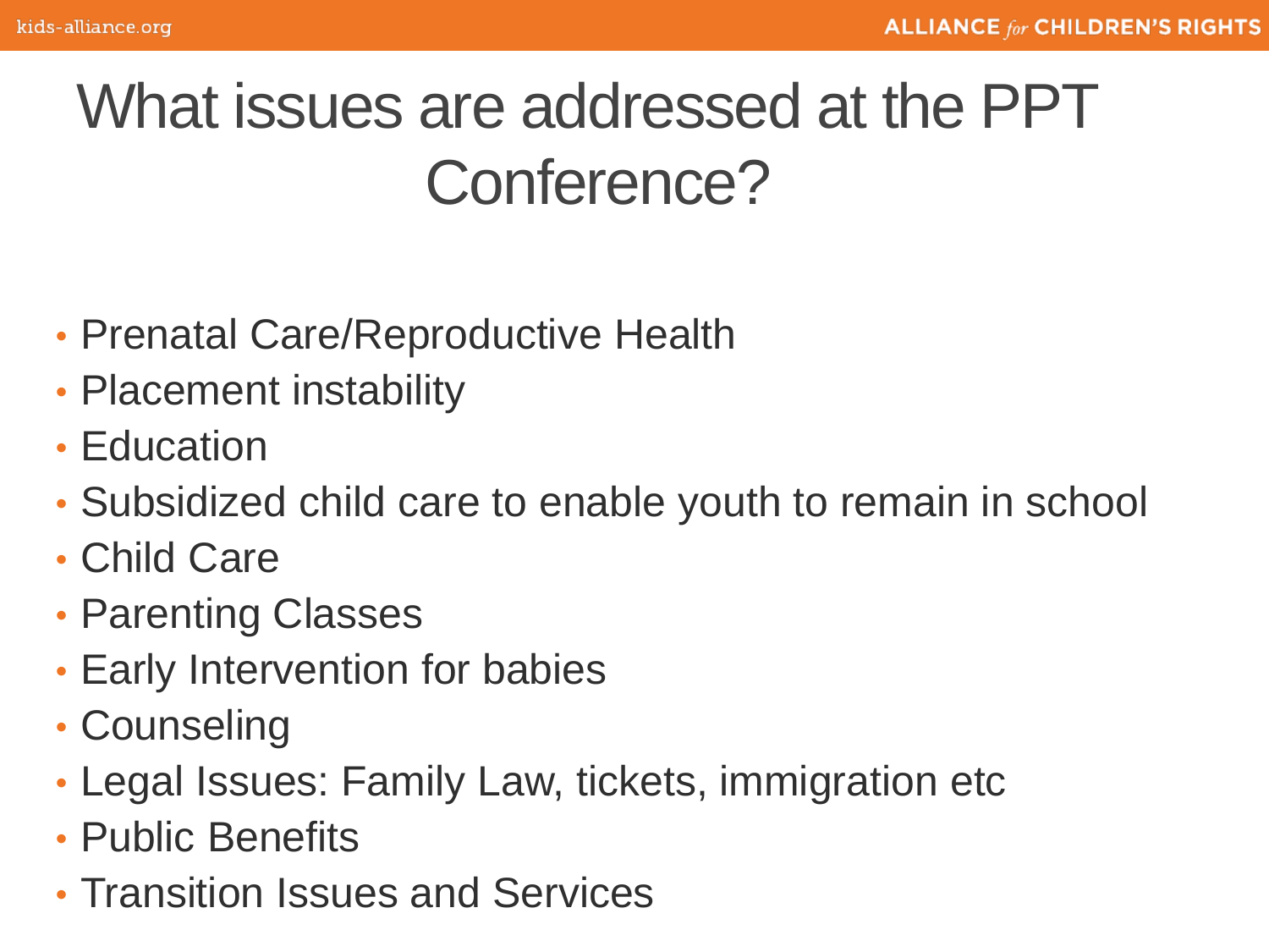# What issues are addressed at the PPT Conference?

- Prenatal Care/Reproductive Health
- Placement instability
- Education
- Subsidized child care to enable youth to remain in school
- Child Care
- Parenting Classes
- Early Intervention for babies
- Counseling
- Legal Issues: Family Law, tickets, immigration etc
- Public Benefits
- Transition Issues and Services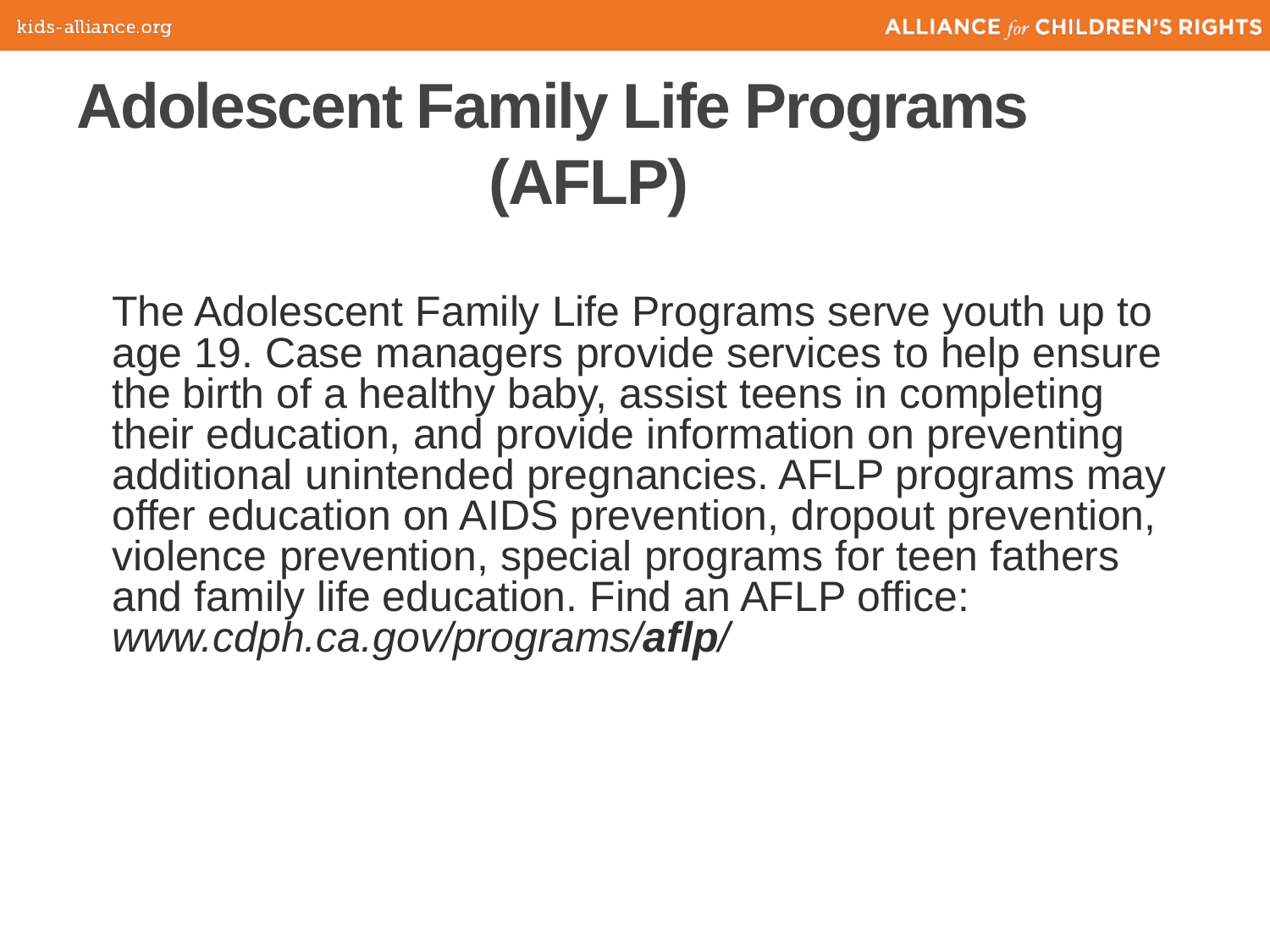# Adolescent Family Life Programs (AFLP)

The Adolescent Family Life Programs serve youth up to age 19. Case managers provide services to help ensure the birth of a healthy baby, assist teens in completing their education, and provide information on preventing additional unintended pregnancies. AFLP programs may offer education on AIDS prevention, dropout prevention, violence prevention, special programs for teen fathers and family life education. Find an AFLP office: *www.cdph.ca.gov/programs/**aflp**/*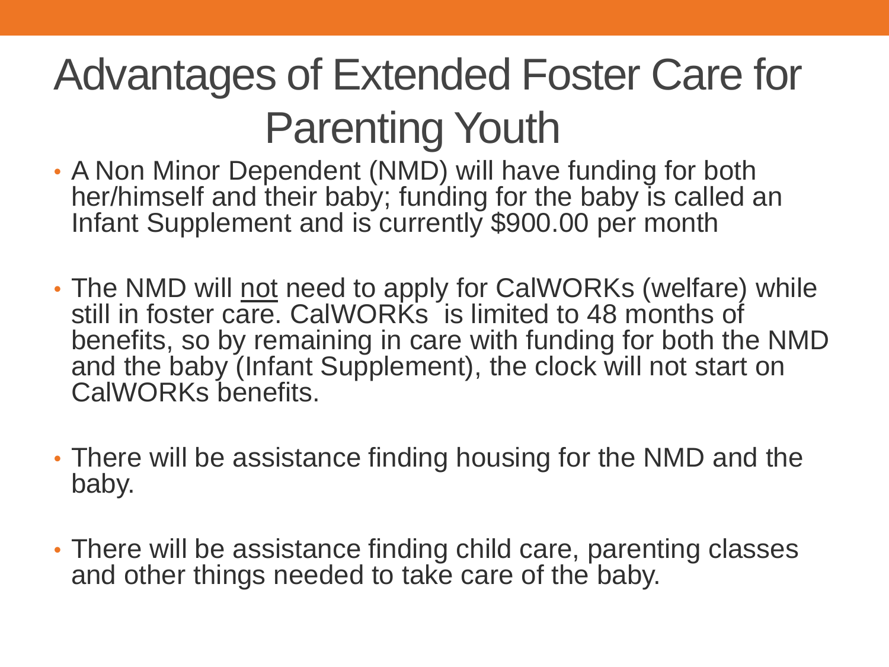# Advantages of Extended Foster Care for Parenting Youth

- A Non Minor Dependent (NMD) will have funding for both her/himself and their baby; funding for the baby is called an Infant Supplement and is currently $900.00 per month

- The NMD will <u>not</u> need to apply for CalWORKs (welfare) while still in foster care. CalWORKs is limited to 48 months of benefits, so by remaining in care with funding for both the NMD and the baby (Infant Supplement), the clock will not start on CalWORKs benefits.

- There will be assistance finding housing for the NMD and the baby.

- There will be assistance finding child care, parenting classes and other things needed to take care of the baby.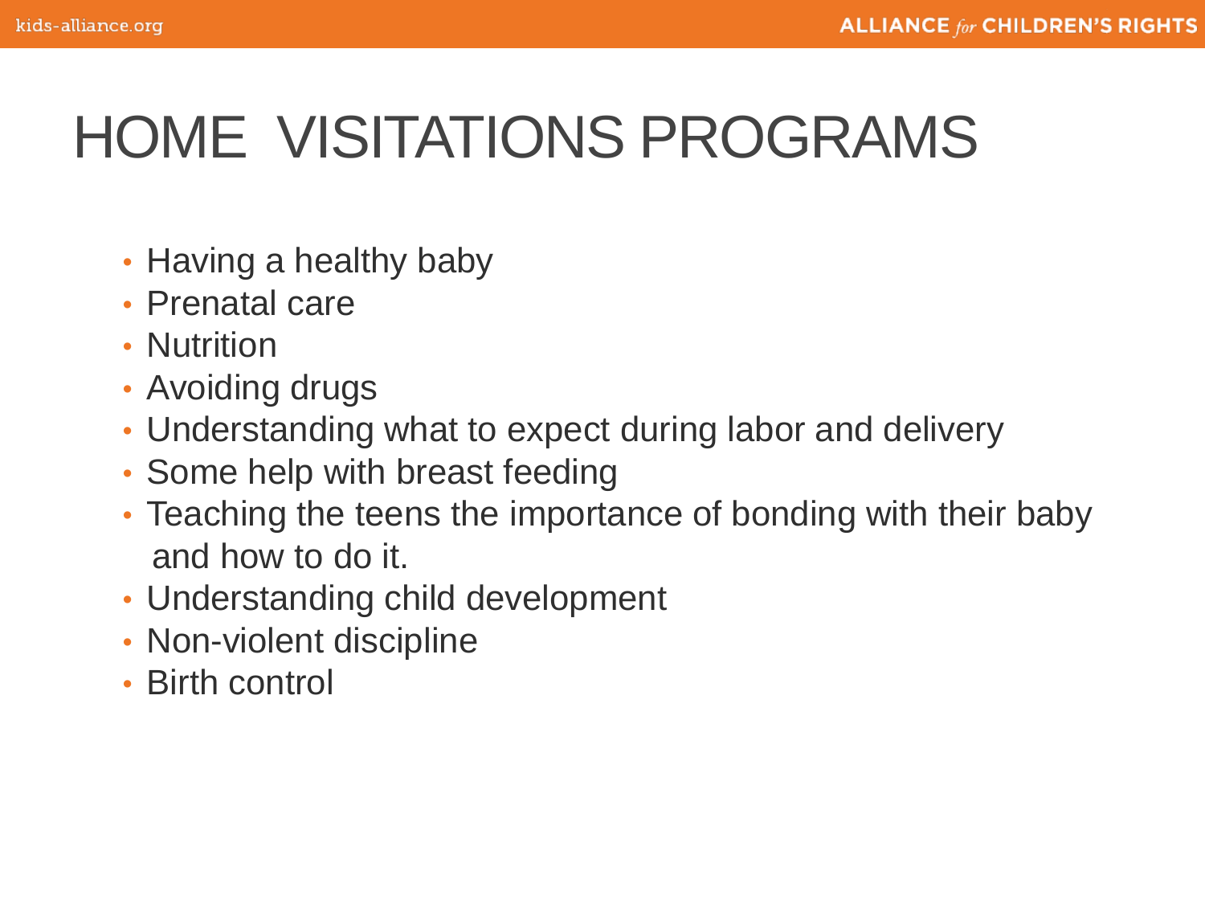# HOME VISITATIONS PROGRAMS

- Having a healthy baby
- Prenatal care
- Nutrition
- Avoiding drugs
- Understanding what to expect during labor and delivery
- Some help with breast feeding
- Teaching the teens the importance of bonding with their baby and how to do it.
- Understanding child development
- Non-violent discipline
- Birth control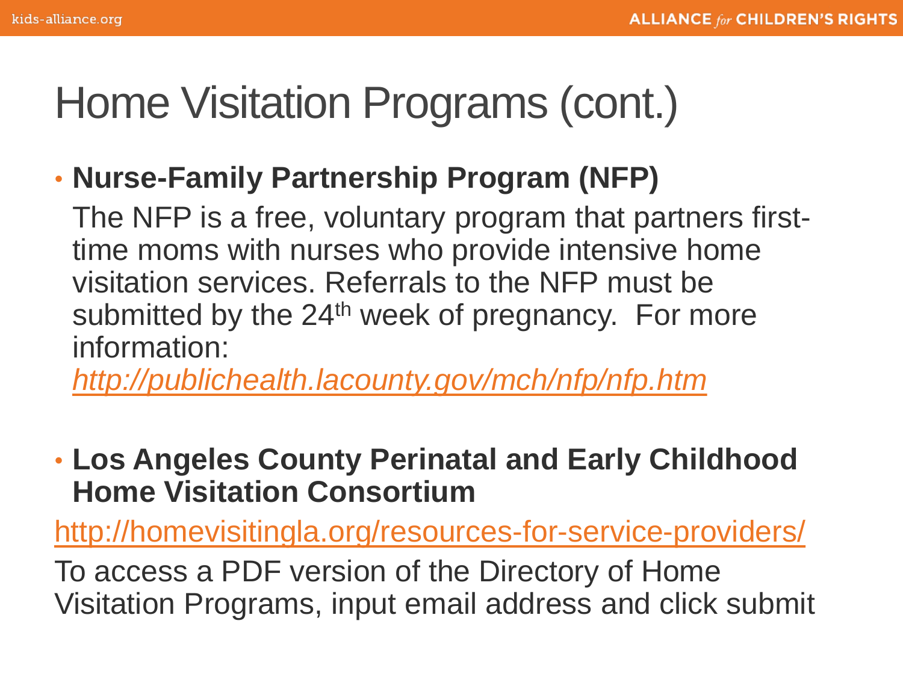# Home Visitation Programs (cont.)

- **Nurse-Family Partnership Program (NFP)**

  The NFP is a free, voluntary program that partners first-time moms with nurses who provide intensive home visitation services. Referrals to the NFP must be submitted by the 24th week of pregnancy. For more information: *http://publichealth.lacounty.gov/mch/nfp/nfp.htm*

- **Los Angeles County Perinatal and Early Childhood Home Visitation Consortium**

http://homevisitingla.org/resources-for-service-providers/

To access a PDF version of the Directory of Home Visitation Programs, input email address and click submit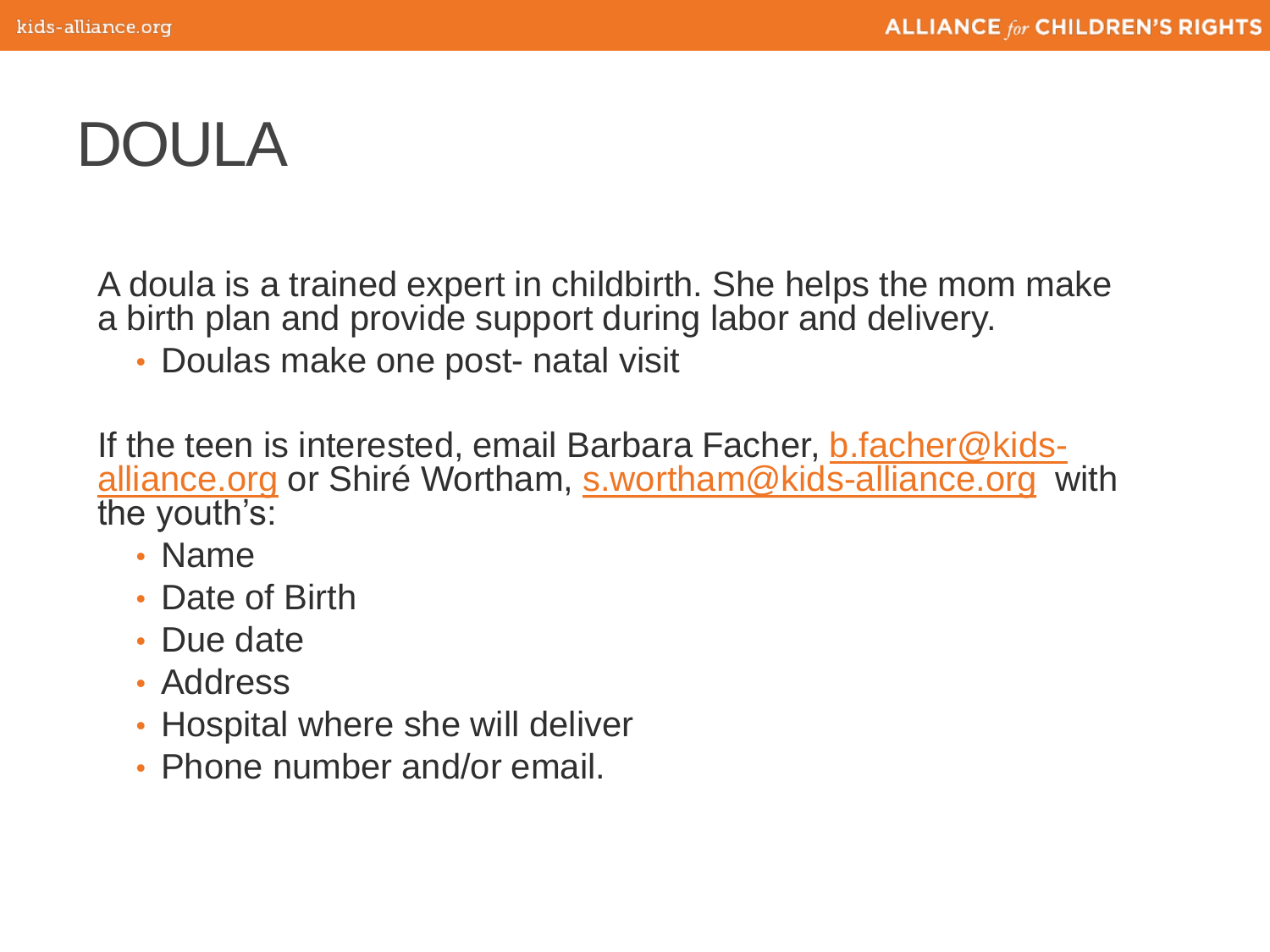# DOULA

A doula is a trained expert in childbirth. She helps the mom make a birth plan and provide support during labor and delivery.

- Doulas make one post- natal visit

If the teen is interested, email Barbara Facher, b.facher@kids-alliance.org or Shiré Wortham, s.wortham@kids-alliance.org with the youth's:

- Name
- Date of Birth
- Due date
- Address
- Hospital where she will deliver
- Phone number and/or email.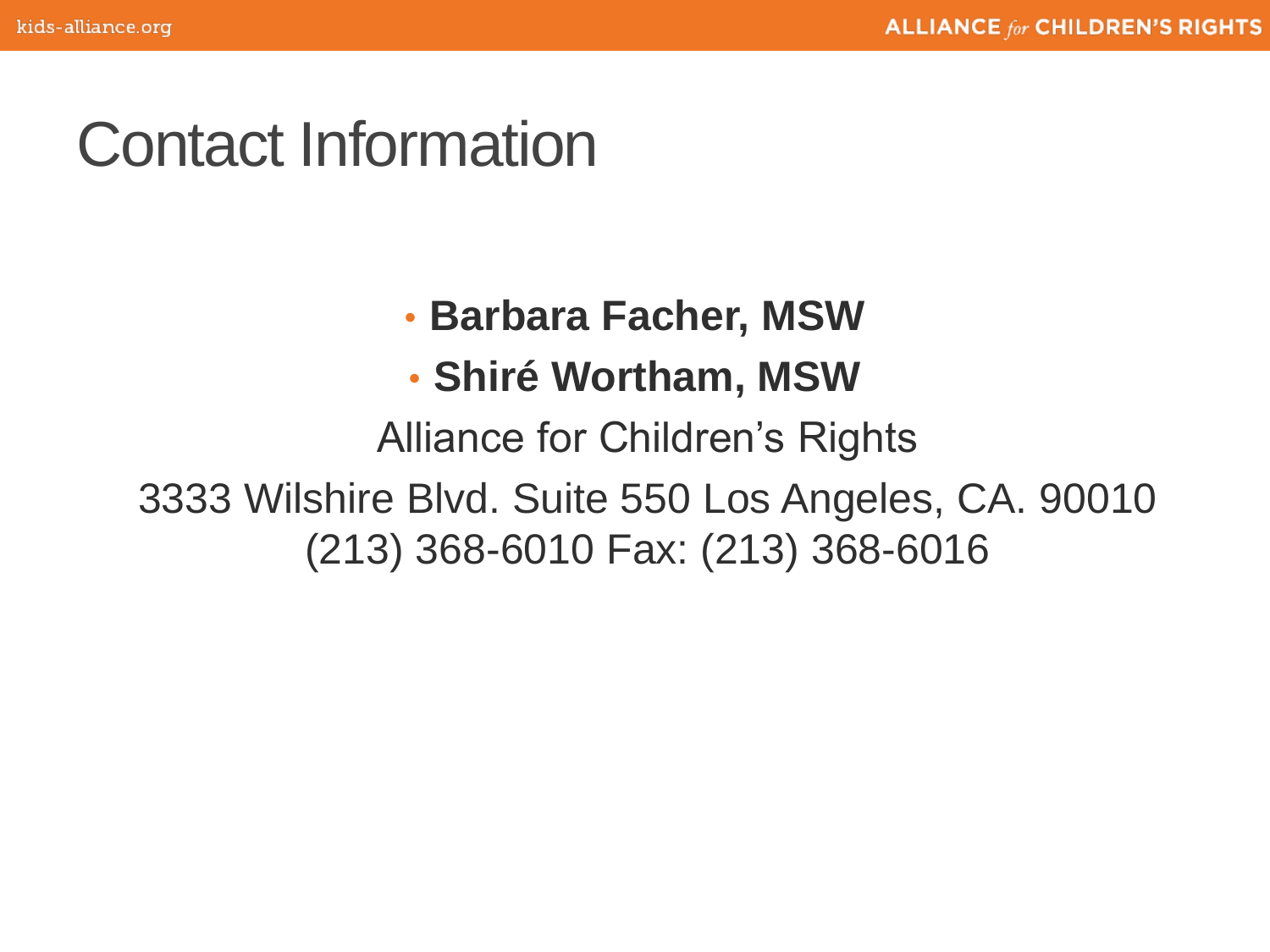# Contact Information

- **Barbara Facher, MSW**
- **Shiré Wortham, MSW**

Alliance for Children's Rights

3333 Wilshire Blvd. Suite 550 Los Angeles, CA. 90010
(213) 368-6010 Fax: (213) 368-6016